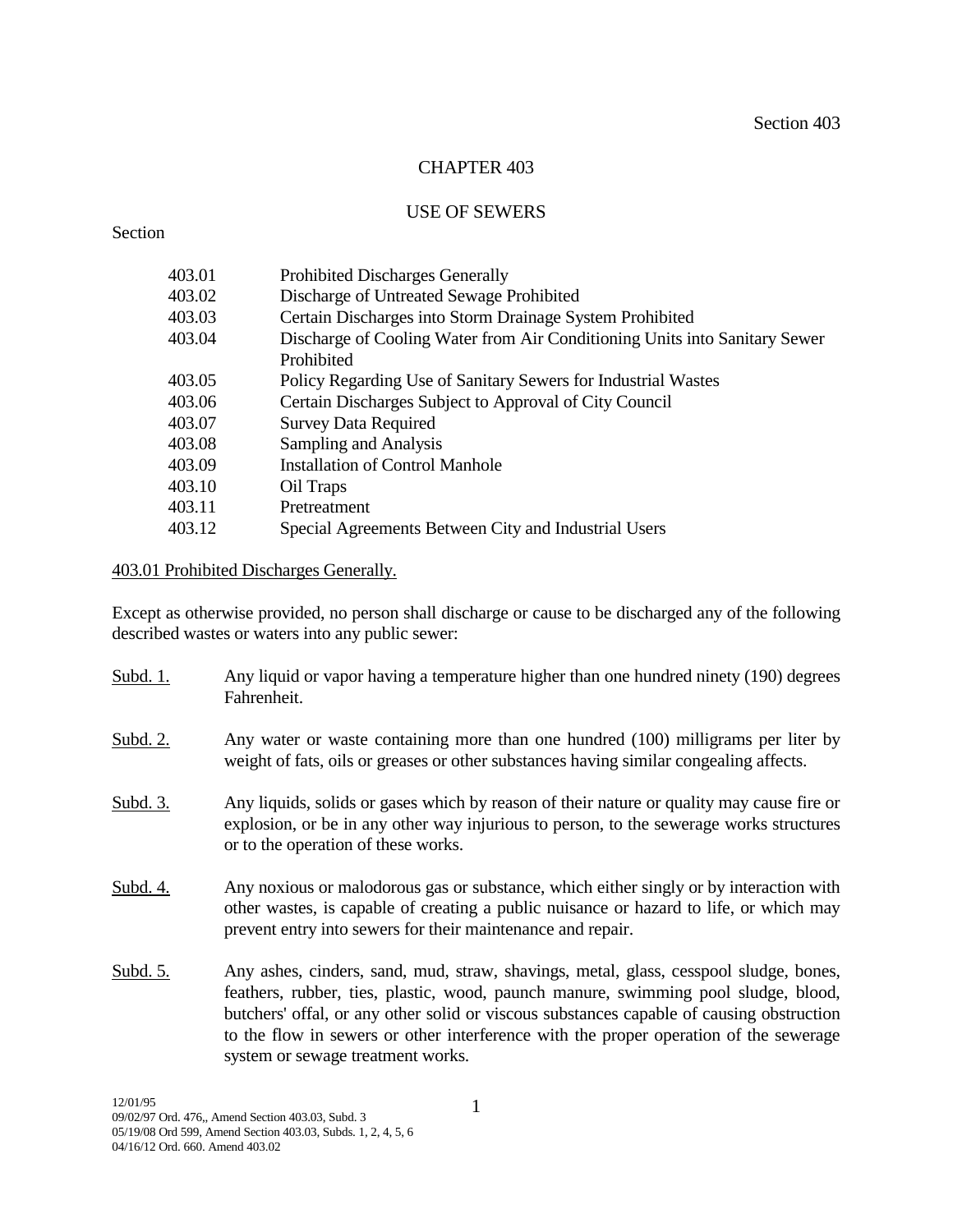# CHAPTER 403

## USE OF SEWERS

Section

| | |
|---|---|
| 403.01 | Prohibited Discharges Generally |
| 403.02 | Discharge of Untreated Sewage Prohibited |
| 403.03 | Certain Discharges into Storm Drainage System Prohibited |
| 403.04 | Discharge of Cooling Water from Air Conditioning Units into Sanitary Sewer Prohibited |
| 403.05 | Policy Regarding Use of Sanitary Sewers for Industrial Wastes |
| 403.06 | Certain Discharges Subject to Approval of City Council |
| 403.07 | Survey Data Required |
| 403.08 | Sampling and Analysis |
| 403.09 | Installation of Control Manhole |
| 403.10 | Oil Traps |
| 403.11 | Pretreatment |
| 403.12 | Special Agreements Between City and Industrial Users |

<u>403.01 Prohibited Discharges Generally.</u>

Except as otherwise provided, no person shall discharge or cause to be discharged any of the following described wastes or waters into any public sewer:

<u>Subd. 1.</u> Any liquid or vapor having a temperature higher than one hundred ninety (190) degrees Fahrenheit.

<u>Subd. 2.</u> Any water or waste containing more than one hundred (100) milligrams per liter by weight of fats, oils or greases or other substances having similar congealing affects.

<u>Subd. 3.</u> Any liquids, solids or gases which by reason of their nature or quality may cause fire or explosion, or be in any other way injurious to person, to the sewerage works structures or to the operation of these works.

<u>Subd. 4.</u> Any noxious or malodorous gas or substance, which either singly or by interaction with other wastes, is capable of creating a public nuisance or hazard to life, or which may prevent entry into sewers for their maintenance and repair.

<u>Subd. 5.</u> Any ashes, cinders, sand, mud, straw, shavings, metal, glass, cesspool sludge, bones, feathers, rubber, ties, plastic, wood, paunch manure, swimming pool sludge, blood, butchers' offal, or any other solid or viscous substances capable of causing obstruction to the flow in sewers or other interference with the proper operation of the sewerage system or sewage treatment works.

12/01/95
09/02/97 Ord. 476,, Amend Section 403.03, Subd. 3
05/19/08 Ord 599, Amend Section 403.03, Subds. 1, 2, 4, 5, 6
04/16/12 Ord. 660. Amend 403.02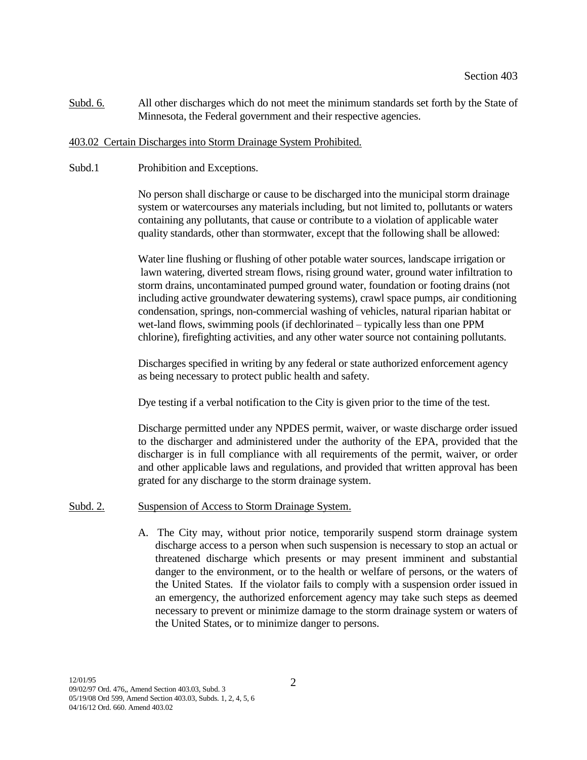Subd. 6. All other discharges which do not meet the minimum standards set forth by the State of Minnesota, the Federal government and their respective agencies.

403.02 Certain Discharges into Storm Drainage System Prohibited.

Subd.1 Prohibition and Exceptions.

No person shall discharge or cause to be discharged into the municipal storm drainage system or watercourses any materials including, but not limited to, pollutants or waters containing any pollutants, that cause or contribute to a violation of applicable water quality standards, other than stormwater, except that the following shall be allowed:

Water line flushing or flushing of other potable water sources, landscape irrigation or lawn watering, diverted stream flows, rising ground water, ground water infiltration to storm drains, uncontaminated pumped ground water, foundation or footing drains (not including active groundwater dewatering systems), crawl space pumps, air conditioning condensation, springs, non-commercial washing of vehicles, natural riparian habitat or wet-land flows, swimming pools (if dechlorinated – typically less than one PPM chlorine), firefighting activities, and any other water source not containing pollutants.

Discharges specified in writing by any federal or state authorized enforcement agency as being necessary to protect public health and safety.

Dye testing if a verbal notification to the City is given prior to the time of the test.

Discharge permitted under any NPDES permit, waiver, or waste discharge order issued to the discharger and administered under the authority of the EPA, provided that the discharger is in full compliance with all requirements of the permit, waiver, or order and other applicable laws and regulations, and provided that written approval has been grated for any discharge to the storm drainage system.

Subd. 2. Suspension of Access to Storm Drainage System.

A. The City may, without prior notice, temporarily suspend storm drainage system discharge access to a person when such suspension is necessary to stop an actual or threatened discharge which presents or may present imminent and substantial danger to the environment, or to the health or welfare of persons, or the waters of the United States. If the violator fails to comply with a suspension order issued in an emergency, the authorized enforcement agency may take such steps as deemed necessary to prevent or minimize damage to the storm drainage system or waters of the United States, or to minimize danger to persons.

12/01/95
09/02/97 Ord. 476,, Amend Section 403.03, Subd. 3
05/19/08 Ord 599, Amend Section 403.03, Subds. 1, 2, 4, 5, 6
04/16/12 Ord. 660. Amend 403.02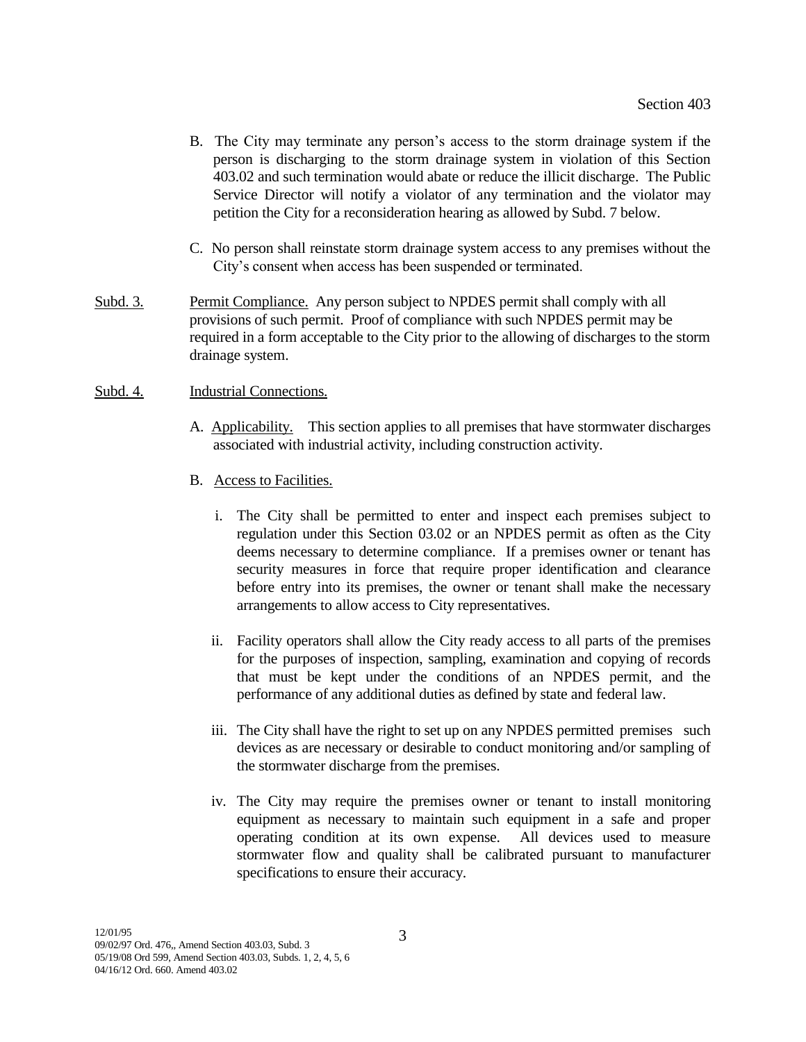B. The City may terminate any person's access to the storm drainage system if the person is discharging to the storm drainage system in violation of this Section 403.02 and such termination would abate or reduce the illicit discharge. The Public Service Director will notify a violator of any termination and the violator may petition the City for a reconsideration hearing as allowed by Subd. 7 below.

C. No person shall reinstate storm drainage system access to any premises without the City's consent when access has been suspended or terminated.

<u>Subd. 3.</u> <u>Permit Compliance.</u> Any person subject to NPDES permit shall comply with all provisions of such permit. Proof of compliance with such NPDES permit may be required in a form acceptable to the City prior to the allowing of discharges to the storm drainage system.

<u>Subd. 4.</u> <u>Industrial Connections.</u>

A. <u>Applicability.</u> This section applies to all premises that have stormwater discharges associated with industrial activity, including construction activity.

B. <u>Access to Facilities.</u>

i. The City shall be permitted to enter and inspect each premises subject to regulation under this Section 03.02 or an NPDES permit as often as the City deems necessary to determine compliance. If a premises owner or tenant has security measures in force that require proper identification and clearance before entry into its premises, the owner or tenant shall make the necessary arrangements to allow access to City representatives.

ii. Facility operators shall allow the City ready access to all parts of the premises for the purposes of inspection, sampling, examination and copying of records that must be kept under the conditions of an NPDES permit, and the performance of any additional duties as defined by state and federal law.

iii. The City shall have the right to set up on any NPDES permitted premises such devices as are necessary or desirable to conduct monitoring and/or sampling of the stormwater discharge from the premises.

iv. The City may require the premises owner or tenant to install monitoring equipment as necessary to maintain such equipment in a safe and proper operating condition at its own expense. All devices used to measure stormwater flow and quality shall be calibrated pursuant to manufacturer specifications to ensure their accuracy.

12/01/95
09/02/97 Ord. 476,, Amend Section 403.03, Subd. 3
05/19/08 Ord 599, Amend Section 403.03, Subds. 1, 2, 4, 5, 6
04/16/12 Ord. 660. Amend 403.02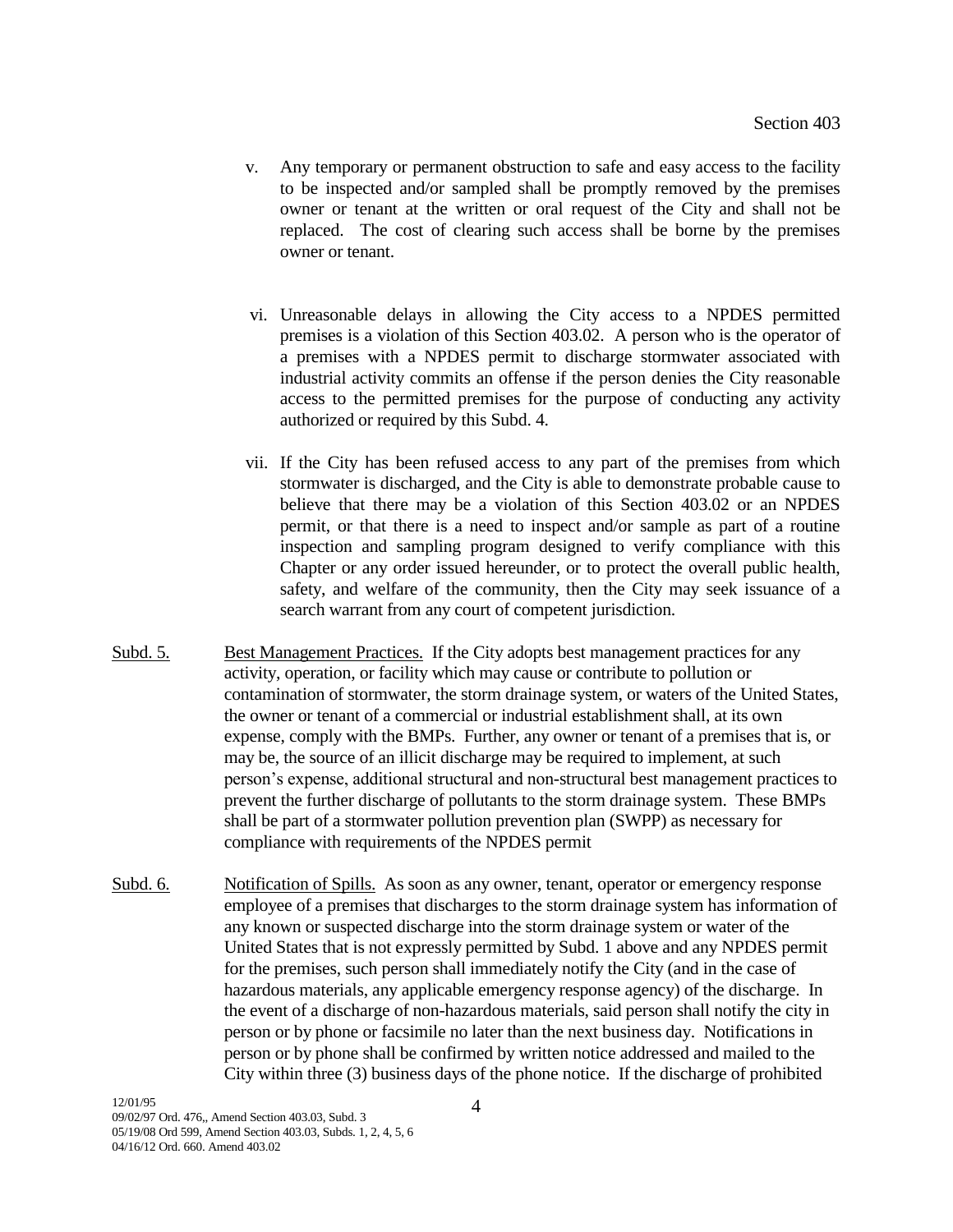v. Any temporary or permanent obstruction to safe and easy access to the facility to be inspected and/or sampled shall be promptly removed by the premises owner or tenant at the written or oral request of the City and shall not be replaced. The cost of clearing such access shall be borne by the premises owner or tenant.

vi. Unreasonable delays in allowing the City access to a NPDES permitted premises is a violation of this Section 403.02. A person who is the operator of a premises with a NPDES permit to discharge stormwater associated with industrial activity commits an offense if the person denies the City reasonable access to the permitted premises for the purpose of conducting any activity authorized or required by this Subd. 4.

vii. If the City has been refused access to any part of the premises from which stormwater is discharged, and the City is able to demonstrate probable cause to believe that there may be a violation of this Section 403.02 or an NPDES permit, or that there is a need to inspect and/or sample as part of a routine inspection and sampling program designed to verify compliance with this Chapter or any order issued hereunder, or to protect the overall public health, safety, and welfare of the community, then the City may seek issuance of a search warrant from any court of competent jurisdiction.

Subd. 5. Best Management Practices. If the City adopts best management practices for any activity, operation, or facility which may cause or contribute to pollution or contamination of stormwater, the storm drainage system, or waters of the United States, the owner or tenant of a commercial or industrial establishment shall, at its own expense, comply with the BMPs. Further, any owner or tenant of a premises that is, or may be, the source of an illicit discharge may be required to implement, at such person's expense, additional structural and non-structural best management practices to prevent the further discharge of pollutants to the storm drainage system. These BMPs shall be part of a stormwater pollution prevention plan (SWPP) as necessary for compliance with requirements of the NPDES permit

Subd. 6. Notification of Spills. As soon as any owner, tenant, operator or emergency response employee of a premises that discharges to the storm drainage system has information of any known or suspected discharge into the storm drainage system or water of the United States that is not expressly permitted by Subd. 1 above and any NPDES permit for the premises, such person shall immediately notify the City (and in the case of hazardous materials, any applicable emergency response agency) of the discharge. In the event of a discharge of non-hazardous materials, said person shall notify the city in person or by phone or facsimile no later than the next business day. Notifications in person or by phone shall be confirmed by written notice addressed and mailed to the City within three (3) business days of the phone notice. If the discharge of prohibited

12/01/95
09/02/97 Ord. 476,, Amend Section 403.03, Subd. 3
05/19/08 Ord 599, Amend Section 403.03, Subds. 1, 2, 4, 5, 6
04/16/12 Ord. 660. Amend 403.02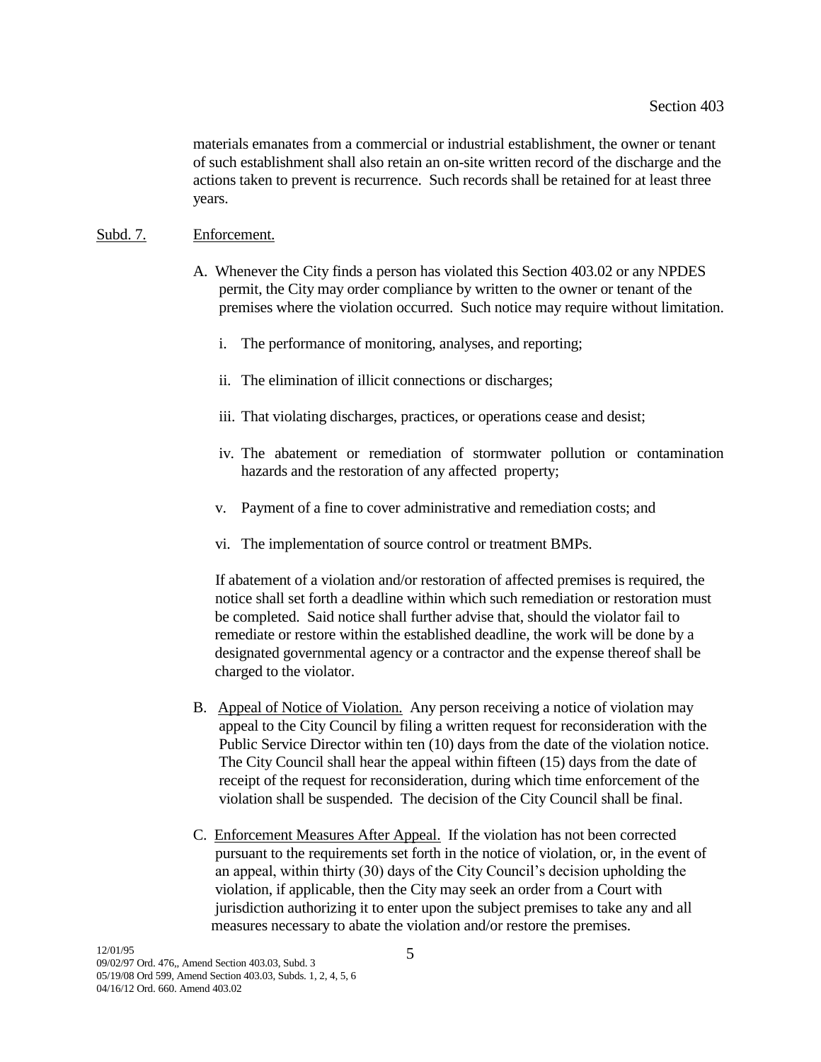materials emanates from a commercial or industrial establishment, the owner or tenant of such establishment shall also retain an on-site written record of the discharge and the actions taken to prevent is recurrence. Such records shall be retained for at least three years.

Subd. 7. Enforcement.

A. Whenever the City finds a person has violated this Section 403.02 or any NPDES permit, the City may order compliance by written to the owner or tenant of the premises where the violation occurred. Such notice may require without limitation.

i. The performance of monitoring, analyses, and reporting;

ii. The elimination of illicit connections or discharges;

iii. That violating discharges, practices, or operations cease and desist;

iv. The abatement or remediation of stormwater pollution or contamination hazards and the restoration of any affected property;

v. Payment of a fine to cover administrative and remediation costs; and

vi. The implementation of source control or treatment BMPs.

If abatement of a violation and/or restoration of affected premises is required, the notice shall set forth a deadline within which such remediation or restoration must be completed. Said notice shall further advise that, should the violator fail to remediate or restore within the established deadline, the work will be done by a designated governmental agency or a contractor and the expense thereof shall be charged to the violator.

B. Appeal of Notice of Violation. Any person receiving a notice of violation may appeal to the City Council by filing a written request for reconsideration with the Public Service Director within ten (10) days from the date of the violation notice. The City Council shall hear the appeal within fifteen (15) days from the date of receipt of the request for reconsideration, during which time enforcement of the violation shall be suspended. The decision of the City Council shall be final.

C. Enforcement Measures After Appeal. If the violation has not been corrected pursuant to the requirements set forth in the notice of violation, or, in the event of an appeal, within thirty (30) days of the City Council's decision upholding the violation, if applicable, then the City may seek an order from a Court with jurisdiction authorizing it to enter upon the subject premises to take any and all measures necessary to abate the violation and/or restore the premises.

12/01/95
09/02/97 Ord. 476,, Amend Section 403.03, Subd. 3
05/19/08 Ord 599, Amend Section 403.03, Subds. 1, 2, 4, 5, 6
04/16/12 Ord. 660. Amend 403.02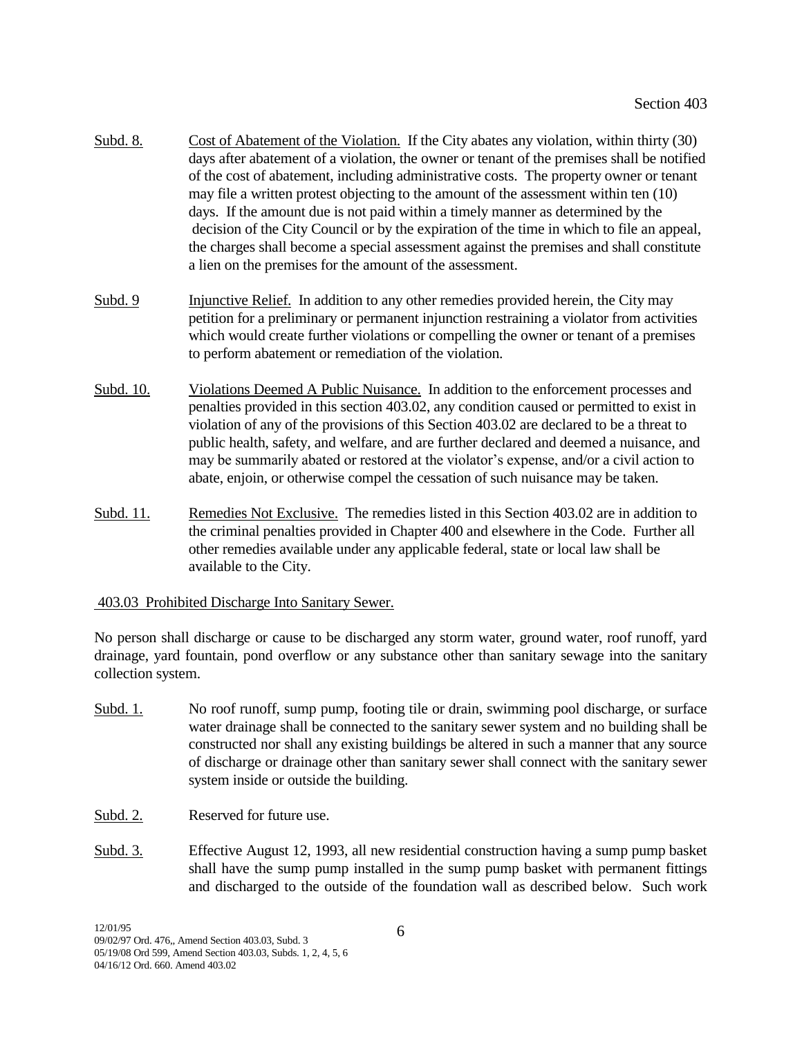Subd. 8. Cost of Abatement of the Violation. If the City abates any violation, within thirty (30) days after abatement of a violation, the owner or tenant of the premises shall be notified of the cost of abatement, including administrative costs. The property owner or tenant may file a written protest objecting to the amount of the assessment within ten (10) days. If the amount due is not paid within a timely manner as determined by the decision of the City Council or by the expiration of the time in which to file an appeal, the charges shall become a special assessment against the premises and shall constitute a lien on the premises for the amount of the assessment.

Subd. 9 Injunctive Relief. In addition to any other remedies provided herein, the City may petition for a preliminary or permanent injunction restraining a violator from activities which would create further violations or compelling the owner or tenant of a premises to perform abatement or remediation of the violation.

Subd. 10. Violations Deemed A Public Nuisance. In addition to the enforcement processes and penalties provided in this section 403.02, any condition caused or permitted to exist in violation of any of the provisions of this Section 403.02 are declared to be a threat to public health, safety, and welfare, and are further declared and deemed a nuisance, and may be summarily abated or restored at the violator's expense, and/or a civil action to abate, enjoin, or otherwise compel the cessation of such nuisance may be taken.

Subd. 11. Remedies Not Exclusive. The remedies listed in this Section 403.02 are in addition to the criminal penalties provided in Chapter 400 and elsewhere in the Code. Further all other remedies available under any applicable federal, state or local law shall be available to the City.

403.03 Prohibited Discharge Into Sanitary Sewer.

No person shall discharge or cause to be discharged any storm water, ground water, roof runoff, yard drainage, yard fountain, pond overflow or any substance other than sanitary sewage into the sanitary collection system.

Subd. 1. No roof runoff, sump pump, footing tile or drain, swimming pool discharge, or surface water drainage shall be connected to the sanitary sewer system and no building shall be constructed nor shall any existing buildings be altered in such a manner that any source of discharge or drainage other than sanitary sewer shall connect with the sanitary sewer system inside or outside the building.

Subd. 2. Reserved for future use.

Subd. 3. Effective August 12, 1993, all new residential construction having a sump pump basket shall have the sump pump installed in the sump pump basket with permanent fittings and discharged to the outside of the foundation wall as described below. Such work

12/01/95
09/02/97 Ord. 476,, Amend Section 403.03, Subd. 3
05/19/08 Ord 599, Amend Section 403.03, Subds. 1, 2, 4, 5, 6
04/16/12 Ord. 660. Amend 403.02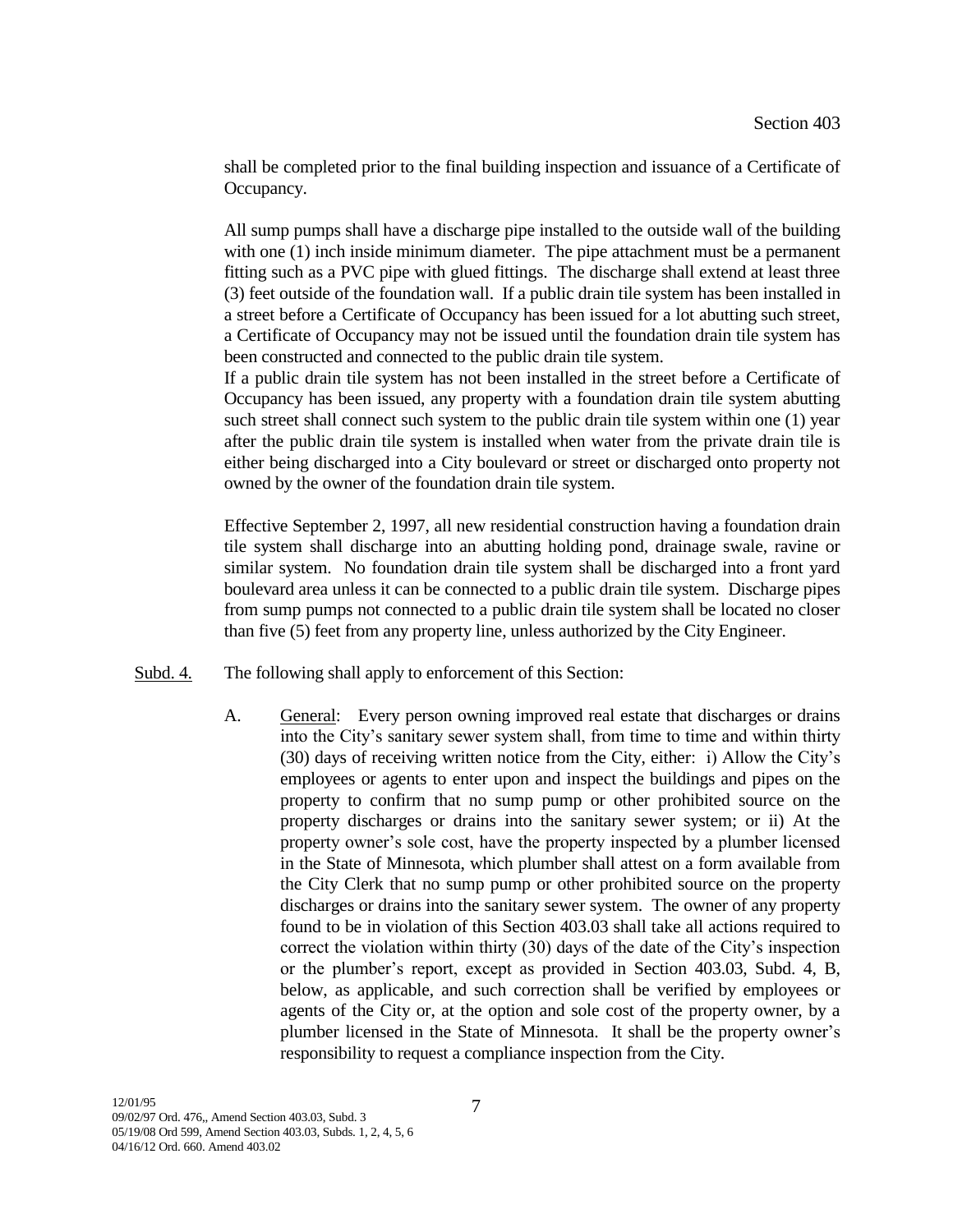shall be completed prior to the final building inspection and issuance of a Certificate of Occupancy.

All sump pumps shall have a discharge pipe installed to the outside wall of the building with one (1) inch inside minimum diameter. The pipe attachment must be a permanent fitting such as a PVC pipe with glued fittings. The discharge shall extend at least three (3) feet outside of the foundation wall. If a public drain tile system has been installed in a street before a Certificate of Occupancy has been issued for a lot abutting such street, a Certificate of Occupancy may not be issued until the foundation drain tile system has been constructed and connected to the public drain tile system.

If a public drain tile system has not been installed in the street before a Certificate of Occupancy has been issued, any property with a foundation drain tile system abutting such street shall connect such system to the public drain tile system within one (1) year after the public drain tile system is installed when water from the private drain tile is either being discharged into a City boulevard or street or discharged onto property not owned by the owner of the foundation drain tile system.

Effective September 2, 1997, all new residential construction having a foundation drain tile system shall discharge into an abutting holding pond, drainage swale, ravine or similar system. No foundation drain tile system shall be discharged into a front yard boulevard area unless it can be connected to a public drain tile system. Discharge pipes from sump pumps not connected to a public drain tile system shall be located no closer than five (5) feet from any property line, unless authorized by the City Engineer.

Subd. 4. The following shall apply to enforcement of this Section:

A. General: Every person owning improved real estate that discharges or drains into the City's sanitary sewer system shall, from time to time and within thirty (30) days of receiving written notice from the City, either: i) Allow the City's employees or agents to enter upon and inspect the buildings and pipes on the property to confirm that no sump pump or other prohibited source on the property discharges or drains into the sanitary sewer system; or ii) At the property owner's sole cost, have the property inspected by a plumber licensed in the State of Minnesota, which plumber shall attest on a form available from the City Clerk that no sump pump or other prohibited source on the property discharges or drains into the sanitary sewer system. The owner of any property found to be in violation of this Section 403.03 shall take all actions required to correct the violation within thirty (30) days of the date of the City's inspection or the plumber's report, except as provided in Section 403.03, Subd. 4, B, below, as applicable, and such correction shall be verified by employees or agents of the City or, at the option and sole cost of the property owner, by a plumber licensed in the State of Minnesota. It shall be the property owner's responsibility to request a compliance inspection from the City.

12/01/95
09/02/97 Ord. 476,, Amend Section 403.03, Subd. 3
05/19/08 Ord 599, Amend Section 403.03, Subds. 1, 2, 4, 5, 6
04/16/12 Ord. 660. Amend 403.02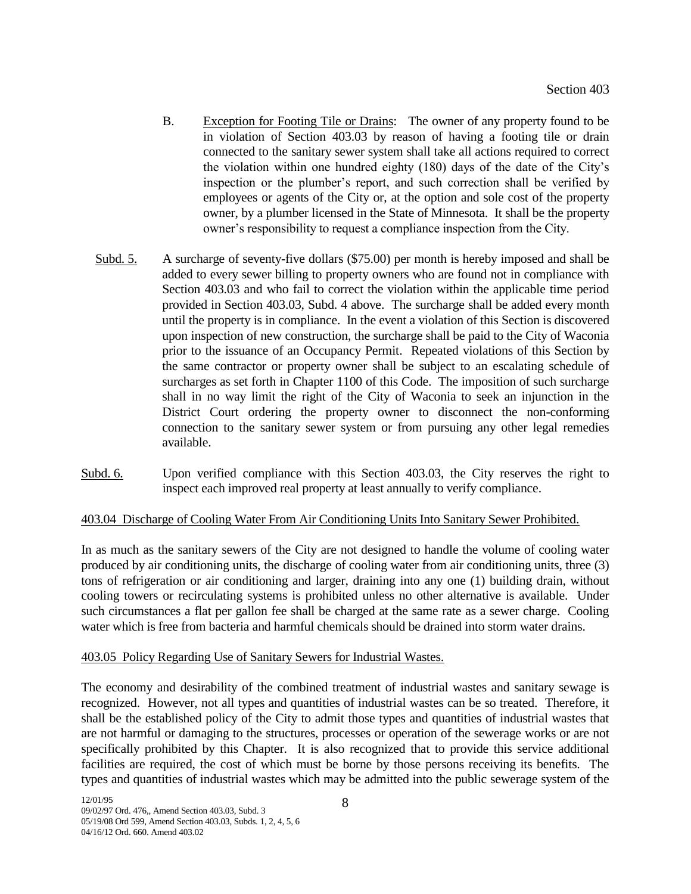B. Exception for Footing Tile or Drains: The owner of any property found to be in violation of Section 403.03 by reason of having a footing tile or drain connected to the sanitary sewer system shall take all actions required to correct the violation within one hundred eighty (180) days of the date of the City's inspection or the plumber's report, and such correction shall be verified by employees or agents of the City or, at the option and sole cost of the property owner, by a plumber licensed in the State of Minnesota. It shall be the property owner's responsibility to request a compliance inspection from the City.

Subd. 5. A surcharge of seventy-five dollars ($75.00) per month is hereby imposed and shall be added to every sewer billing to property owners who are found not in compliance with Section 403.03 and who fail to correct the violation within the applicable time period provided in Section 403.03, Subd. 4 above. The surcharge shall be added every month until the property is in compliance. In the event a violation of this Section is discovered upon inspection of new construction, the surcharge shall be paid to the City of Waconia prior to the issuance of an Occupancy Permit. Repeated violations of this Section by the same contractor or property owner shall be subject to an escalating schedule of surcharges as set forth in Chapter 1100 of this Code. The imposition of such surcharge shall in no way limit the right of the City of Waconia to seek an injunction in the District Court ordering the property owner to disconnect the non-conforming connection to the sanitary sewer system or from pursuing any other legal remedies available.

Subd. 6. Upon verified compliance with this Section 403.03, the City reserves the right to inspect each improved real property at least annually to verify compliance.

## 403.04 Discharge of Cooling Water From Air Conditioning Units Into Sanitary Sewer Prohibited.

In as much as the sanitary sewers of the City are not designed to handle the volume of cooling water produced by air conditioning units, the discharge of cooling water from air conditioning units, three (3) tons of refrigeration or air conditioning and larger, draining into any one (1) building drain, without cooling towers or recirculating systems is prohibited unless no other alternative is available. Under such circumstances a flat per gallon fee shall be charged at the same rate as a sewer charge. Cooling water which is free from bacteria and harmful chemicals should be drained into storm water drains.

## 403.05 Policy Regarding Use of Sanitary Sewers for Industrial Wastes.

The economy and desirability of the combined treatment of industrial wastes and sanitary sewage is recognized. However, not all types and quantities of industrial wastes can be so treated. Therefore, it shall be the established policy of the City to admit those types and quantities of industrial wastes that are not harmful or damaging to the structures, processes or operation of the sewerage works or are not specifically prohibited by this Chapter. It is also recognized that to provide this service additional facilities are required, the cost of which must be borne by those persons receiving its benefits. The types and quantities of industrial wastes which may be admitted into the public sewerage system of the

12/01/95
09/02/97 Ord. 476,, Amend Section 403.03, Subd. 3
05/19/08 Ord 599, Amend Section 403.03, Subds. 1, 2, 4, 5, 6
04/16/12 Ord. 660. Amend 403.02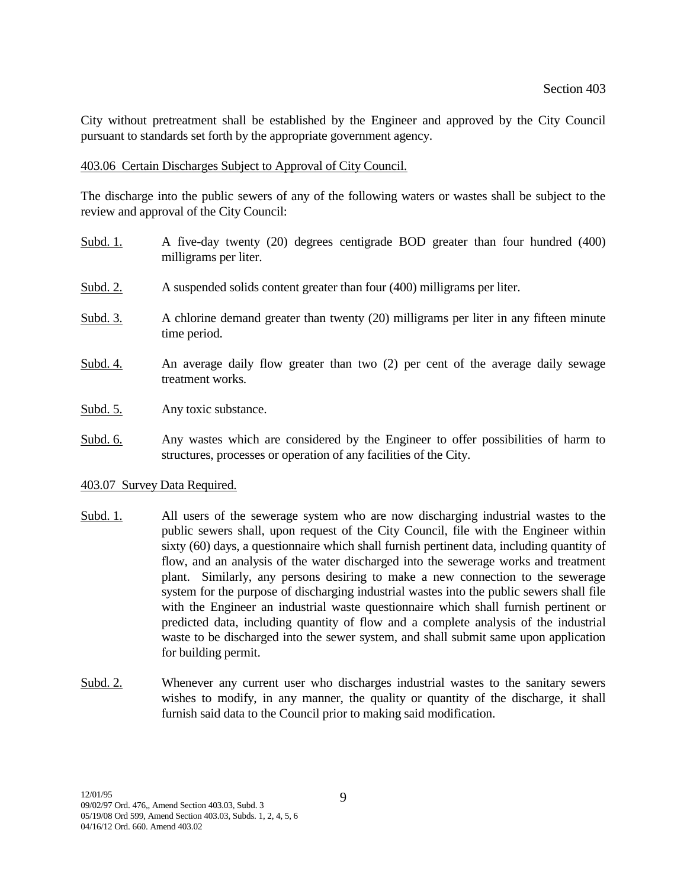City without pretreatment shall be established by the Engineer and approved by the City Council pursuant to standards set forth by the appropriate government agency.

403.06 Certain Discharges Subject to Approval of City Council.

The discharge into the public sewers of any of the following waters or wastes shall be subject to the review and approval of the City Council:

Subd. 1. A five-day twenty (20) degrees centigrade BOD greater than four hundred (400) milligrams per liter.

Subd. 2. A suspended solids content greater than four (400) milligrams per liter.

Subd. 3. A chlorine demand greater than twenty (20) milligrams per liter in any fifteen minute time period.

Subd. 4. An average daily flow greater than two (2) per cent of the average daily sewage treatment works.

Subd. 5. Any toxic substance.

Subd. 6. Any wastes which are considered by the Engineer to offer possibilities of harm to structures, processes or operation of any facilities of the City.

403.07 Survey Data Required.

Subd. 1. All users of the sewerage system who are now discharging industrial wastes to the public sewers shall, upon request of the City Council, file with the Engineer within sixty (60) days, a questionnaire which shall furnish pertinent data, including quantity of flow, and an analysis of the water discharged into the sewerage works and treatment plant. Similarly, any persons desiring to make a new connection to the sewerage system for the purpose of discharging industrial wastes into the public sewers shall file with the Engineer an industrial waste questionnaire which shall furnish pertinent or predicted data, including quantity of flow and a complete analysis of the industrial waste to be discharged into the sewer system, and shall submit same upon application for building permit.

Subd. 2. Whenever any current user who discharges industrial wastes to the sanitary sewers wishes to modify, in any manner, the quality or quantity of the discharge, it shall furnish said data to the Council prior to making said modification.

12/01/95
09/02/97 Ord. 476,, Amend Section 403.03, Subd. 3
05/19/08 Ord 599, Amend Section 403.03, Subds. 1, 2, 4, 5, 6
04/16/12 Ord. 660. Amend 403.02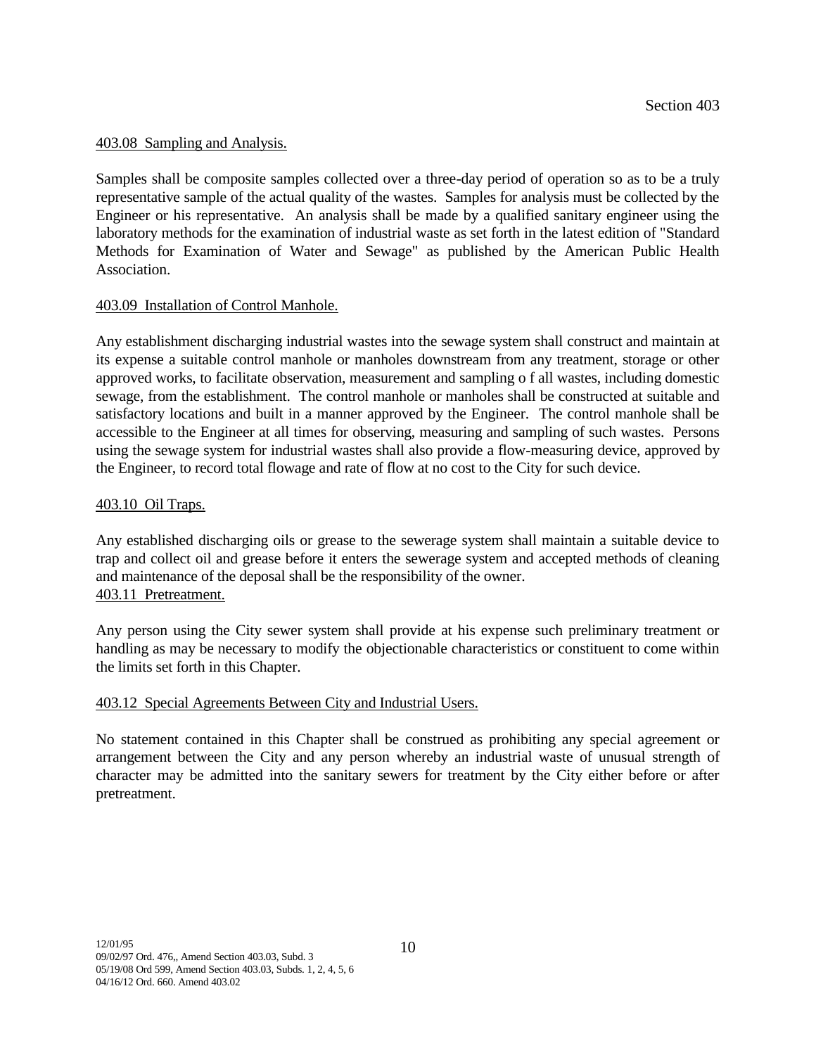403.08 Sampling and Analysis.

Samples shall be composite samples collected over a three-day period of operation so as to be a truly representative sample of the actual quality of the wastes. Samples for analysis must be collected by the Engineer or his representative. An analysis shall be made by a qualified sanitary engineer using the laboratory methods for the examination of industrial waste as set forth in the latest edition of "Standard Methods for Examination of Water and Sewage" as published by the American Public Health Association.

403.09 Installation of Control Manhole.

Any establishment discharging industrial wastes into the sewage system shall construct and maintain at its expense a suitable control manhole or manholes downstream from any treatment, storage or other approved works, to facilitate observation, measurement and sampling o f all wastes, including domestic sewage, from the establishment. The control manhole or manholes shall be constructed at suitable and satisfactory locations and built in a manner approved by the Engineer. The control manhole shall be accessible to the Engineer at all times for observing, measuring and sampling of such wastes. Persons using the sewage system for industrial wastes shall also provide a flow-measuring device, approved by the Engineer, to record total flowage and rate of flow at no cost to the City for such device.

403.10 Oil Traps.

Any established discharging oils or grease to the sewerage system shall maintain a suitable device to trap and collect oil and grease before it enters the sewerage system and accepted methods of cleaning and maintenance of the deposal shall be the responsibility of the owner.

403.11 Pretreatment.

Any person using the City sewer system shall provide at his expense such preliminary treatment or handling as may be necessary to modify the objectionable characteristics or constituent to come within the limits set forth in this Chapter.

403.12 Special Agreements Between City and Industrial Users.

No statement contained in this Chapter shall be construed as prohibiting any special agreement or arrangement between the City and any person whereby an industrial waste of unusual strength of character may be admitted into the sanitary sewers for treatment by the City either before or after pretreatment.

12/01/95
09/02/97 Ord. 476,, Amend Section 403.03, Subd. 3
05/19/08 Ord 599, Amend Section 403.03, Subds. 1, 2, 4, 5, 6
04/16/12 Ord. 660. Amend 403.02